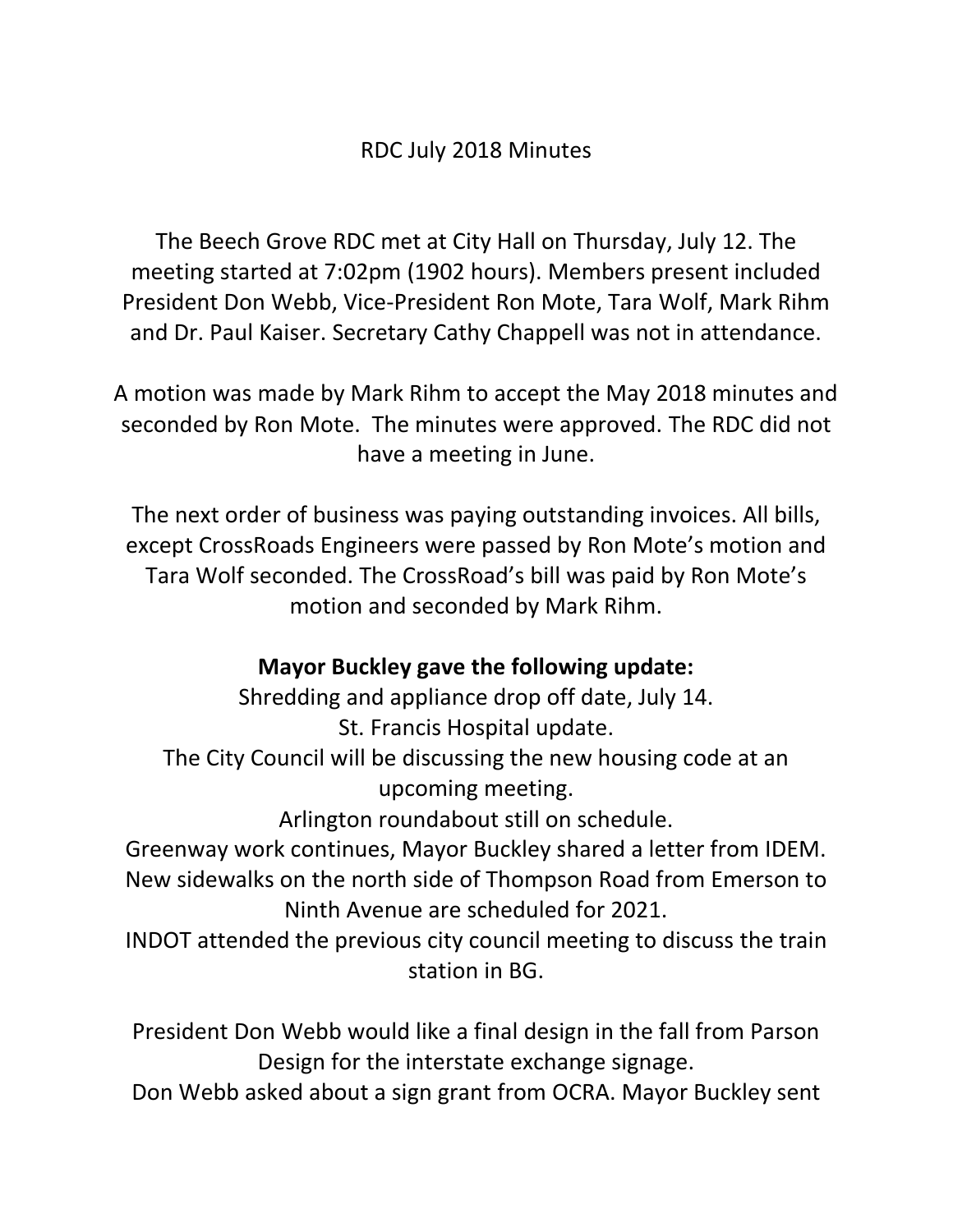# RDC July 2018 Minutes

The Beech Grove RDC met at City Hall on Thursday, July 12. The meeting started at 7:02pm (1902 hours). Members present included President Don Webb, Vice-President Ron Mote, Tara Wolf, Mark Rihm and Dr. Paul Kaiser. Secretary Cathy Chappell was not in attendance.

A motion was made by Mark Rihm to accept the May 2018 minutes and seconded by Ron Mote. The minutes were approved. The RDC did not have a meeting in June.

The next order of business was paying outstanding invoices. All bills, except CrossRoads Engineers were passed by Ron Mote's motion and Tara Wolf seconded. The CrossRoad's bill was paid by Ron Mote's motion and seconded by Mark Rihm.

**Mayor Buckley gave the following update:**

Shredding and appliance drop off date, July 14.

St. Francis Hospital update.

The City Council will be discussing the new housing code at an upcoming meeting.

Arlington roundabout still on schedule.

Greenway work continues, Mayor Buckley shared a letter from IDEM.

New sidewalks on the north side of Thompson Road from Emerson to Ninth Avenue are scheduled for 2021.

INDOT attended the previous city council meeting to discuss the train station in BG.

President Don Webb would like a final design in the fall from Parson Design for the interstate exchange signage.

Don Webb asked about a sign grant from OCRA. Mayor Buckley sent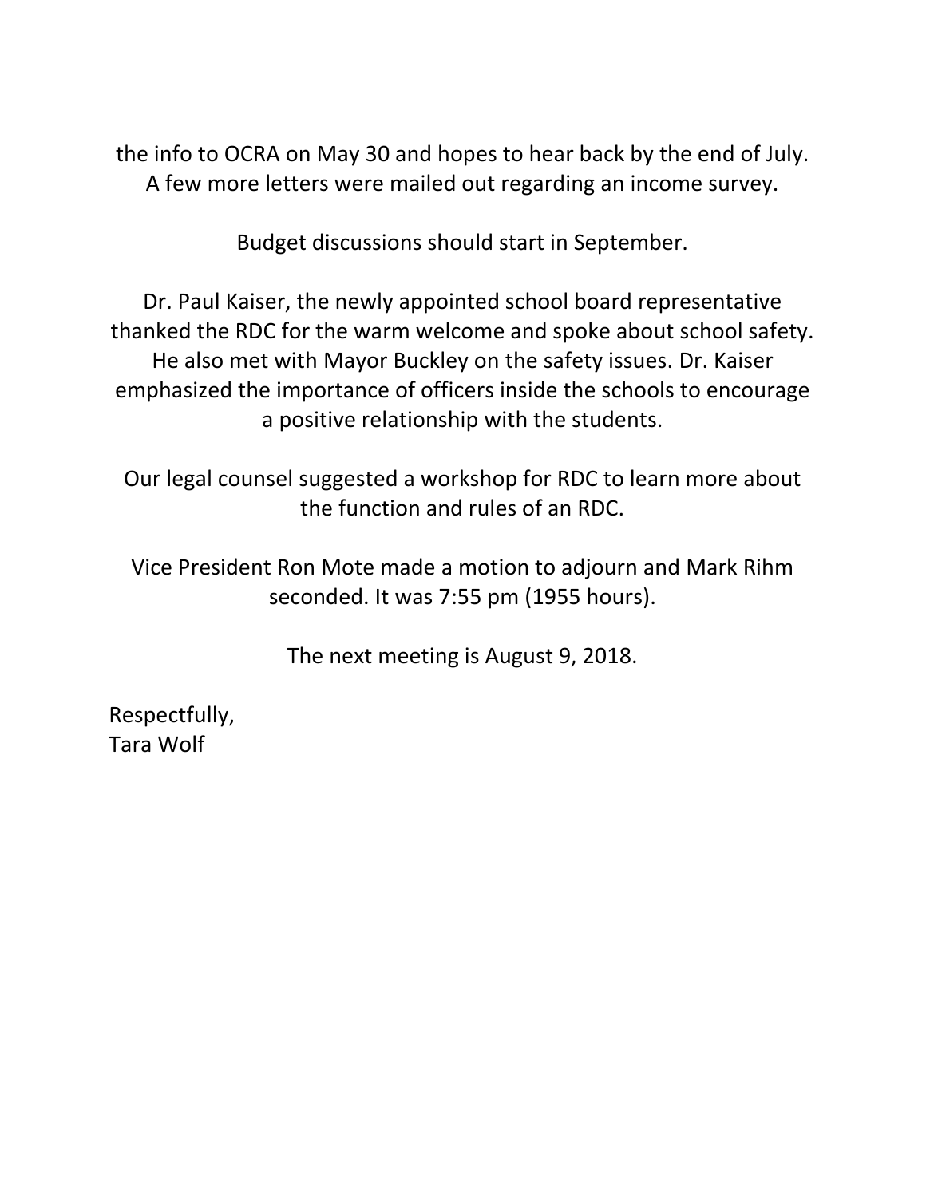the info to OCRA on May 30 and hopes to hear back by the end of July. A few more letters were mailed out regarding an income survey.

Budget discussions should start in September.

Dr. Paul Kaiser, the newly appointed school board representative thanked the RDC for the warm welcome and spoke about school safety. He also met with Mayor Buckley on the safety issues. Dr. Kaiser emphasized the importance of officers inside the schools to encourage a positive relationship with the students.

Our legal counsel suggested a workshop for RDC to learn more about the function and rules of an RDC.

Vice President Ron Mote made a motion to adjourn and Mark Rihm seconded. It was 7:55 pm (1955 hours).

The next meeting is August 9, 2018.

Respectfully,
Tara Wolf